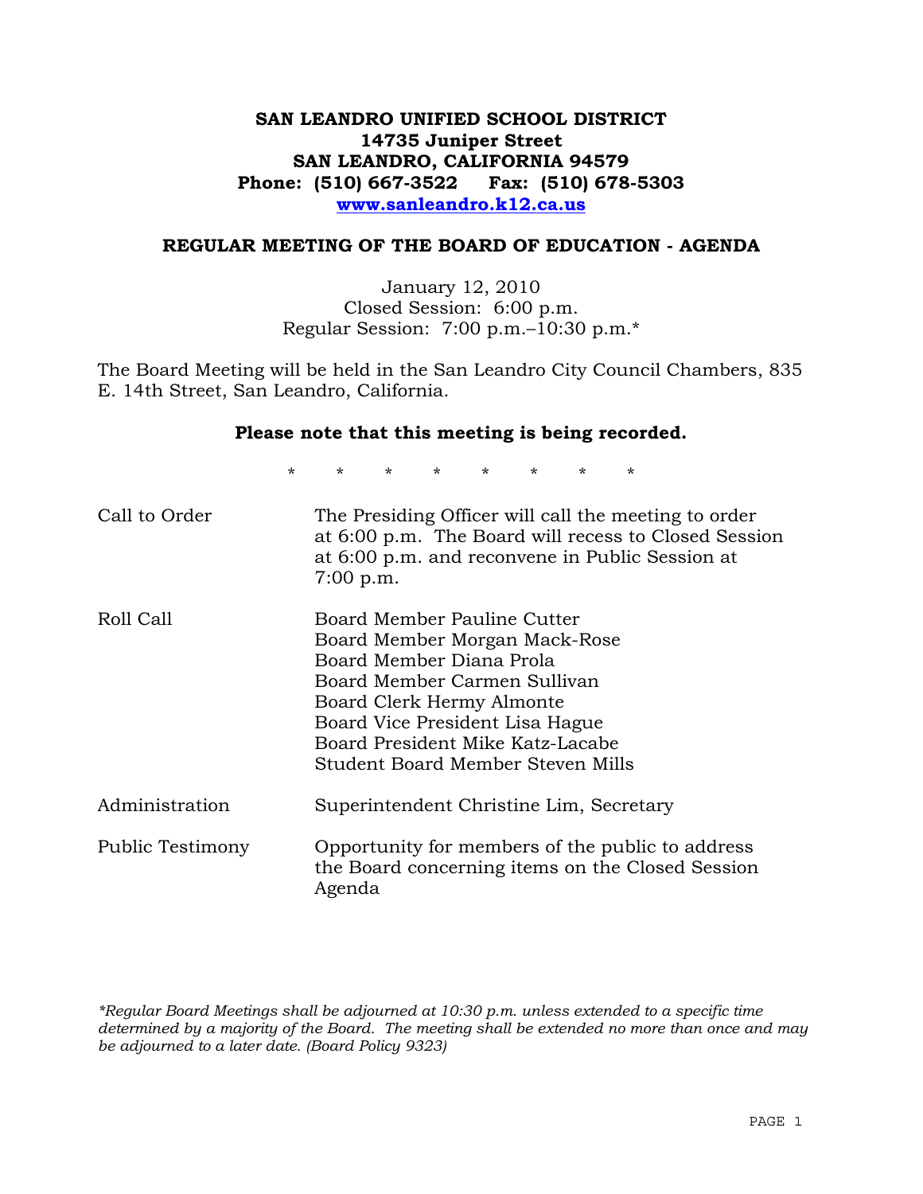# SAN LEANDRO UNIFIED SCHOOL DISTRICT
**14735 Juniper Street**
**SAN LEANDRO, CALIFORNIA 94579**
**Phone: (510) 667-3522 Fax: (510) 678-5303**
**[www.sanleandro.k12.ca.us](http://www.sanleandro.k12.ca.us)**

## REGULAR MEETING OF THE BOARD OF EDUCATION - AGENDA

January 12, 2010
Closed Session: 6:00 p.m.
Regular Session: 7:00 p.m.–10:30 p.m.*

The Board Meeting will be held in the San Leandro City Council Chambers, 835 E. 14th Street, San Leandro, California.

**Please note that this meeting is being recorded.**

\* \* \* \* \* \* \* \*

| | |
|---|---|
| Call to Order | The Presiding Officer will call the meeting to order at 6:00 p.m. The Board will recess to Closed Session at 6:00 p.m. and reconvene in Public Session at 7:00 p.m. |
| Roll Call | Board Member Pauline Cutter<br>Board Member Morgan Mack-Rose<br>Board Member Diana Prola<br>Board Member Carmen Sullivan<br>Board Clerk Hermy Almonte<br>Board Vice President Lisa Hague<br>Board President Mike Katz-Lacabe<br>Student Board Member Steven Mills |
| Administration | Superintendent Christine Lim, Secretary |
| Public Testimony | Opportunity for members of the public to address the Board concerning items on the Closed Session Agenda |

*\*Regular Board Meetings shall be adjourned at 10:30 p.m. unless extended to a specific time determined by a majority of the Board. The meeting shall be extended no more than once and may be adjourned to a later date. (Board Policy 9323)*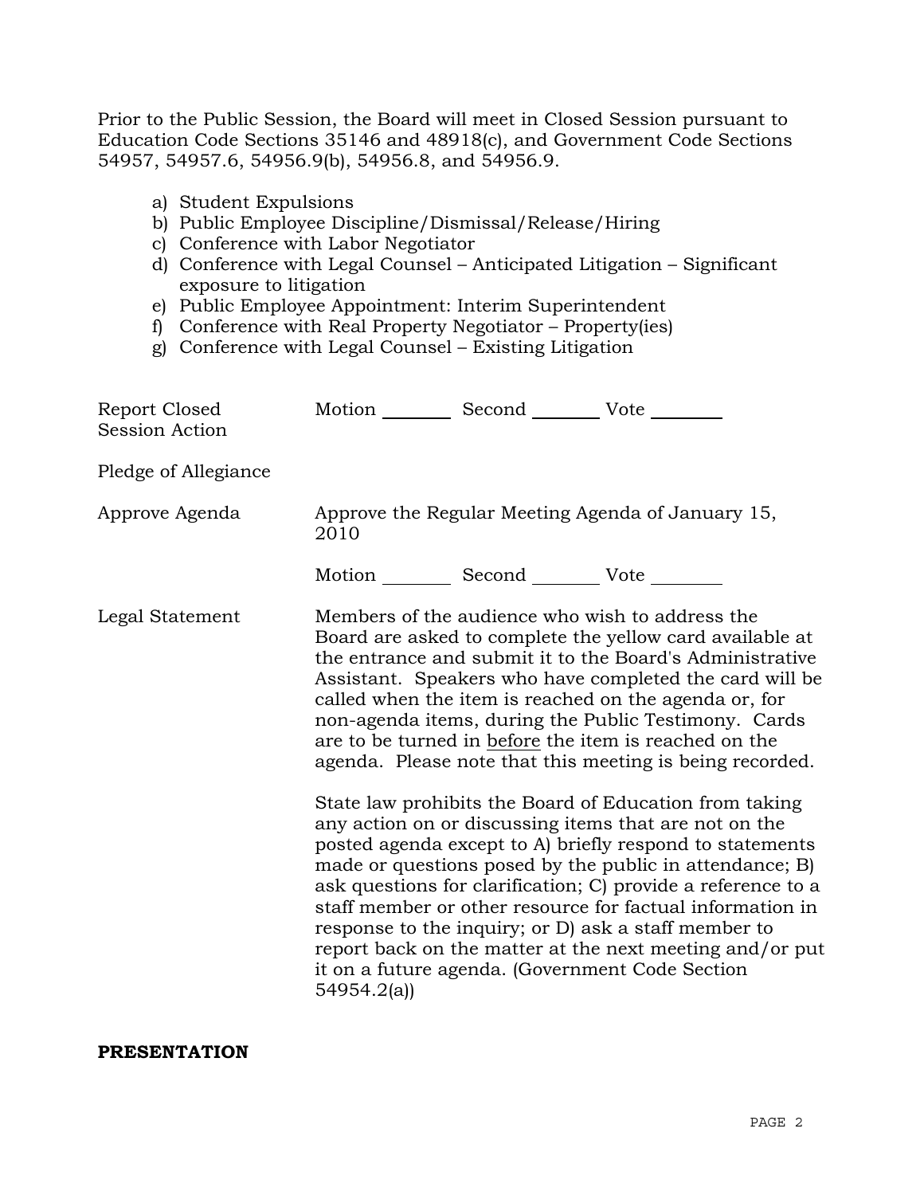Prior to the Public Session, the Board will meet in Closed Session pursuant to Education Code Sections 35146 and 48918(c), and Government Code Sections 54957, 54957.6, 54956.9(b), 54956.8, and 54956.9.

a) Student Expulsions
b) Public Employee Discipline/Dismissal/Release/Hiring
c) Conference with Labor Negotiator
d) Conference with Legal Counsel – Anticipated Litigation – Significant exposure to litigation
e) Public Employee Appointment: Interim Superintendent
f) Conference with Real Property Negotiator – Property(ies)
g) Conference with Legal Counsel – Existing Litigation

Report Closed Session Action — Motion ________ Second ________ Vote ________

Pledge of Allegiance

Approve Agenda — Approve the Regular Meeting Agenda of January 15, 2010

Motion ________ Second ________ Vote ________

Legal Statement — Members of the audience who wish to address the Board are asked to complete the yellow card available at the entrance and submit it to the Board's Administrative Assistant. Speakers who have completed the card will be called when the item is reached on the agenda or, for non-agenda items, during the Public Testimony. Cards are to be turned in <u>before</u> the item is reached on the agenda. Please note that this meeting is being recorded.

State law prohibits the Board of Education from taking any action on or discussing items that are not on the posted agenda except to A) briefly respond to statements made or questions posed by the public in attendance; B) ask questions for clarification; C) provide a reference to a staff member or other resource for factual information in response to the inquiry; or D) ask a staff member to report back on the matter at the next meeting and/or put it on a future agenda. (Government Code Section 54954.2(a))

**PRESENTATION**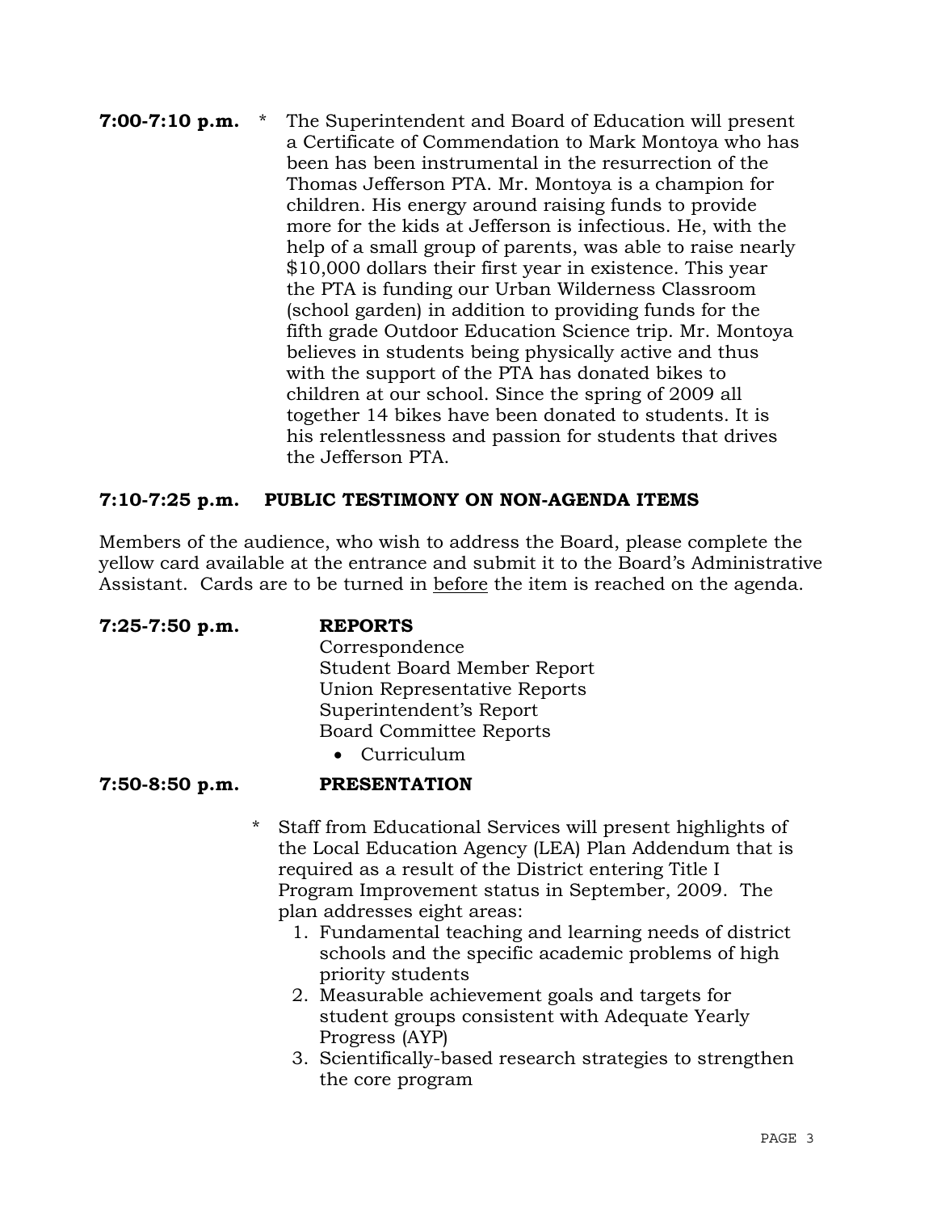**7:00-7:10 p.m.** * The Superintendent and Board of Education will present a Certificate of Commendation to Mark Montoya who has been has been instrumental in the resurrection of the Thomas Jefferson PTA. Mr. Montoya is a champion for children. His energy around raising funds to provide more for the kids at Jefferson is infectious. He, with the help of a small group of parents, was able to raise nearly $10,000 dollars their first year in existence. This year the PTA is funding our Urban Wilderness Classroom (school garden) in addition to providing funds for the fifth grade Outdoor Education Science trip. Mr. Montoya believes in students being physically active and thus with the support of the PTA has donated bikes to children at our school. Since the spring of 2009 all together 14 bikes have been donated to students. It is his relentlessness and passion for students that drives the Jefferson PTA.

**7:10-7:25 p.m. PUBLIC TESTIMONY ON NON-AGENDA ITEMS**

Members of the audience, who wish to address the Board, please complete the yellow card available at the entrance and submit it to the Board's Administrative Assistant. Cards are to be turned in <u>before</u> the item is reached on the agenda.

**7:25-7:50 p.m. REPORTS**

Correspondence
Student Board Member Report
Union Representative Reports
Superintendent's Report
Board Committee Reports

- Curriculum

**7:50-8:50 p.m. PRESENTATION**

* Staff from Educational Services will present highlights of the Local Education Agency (LEA) Plan Addendum that is required as a result of the District entering Title I Program Improvement status in September, 2009. The plan addresses eight areas:
  1. Fundamental teaching and learning needs of district schools and the specific academic problems of high priority students
  2. Measurable achievement goals and targets for student groups consistent with Adequate Yearly Progress (AYP)
  3. Scientifically-based research strategies to strengthen the core program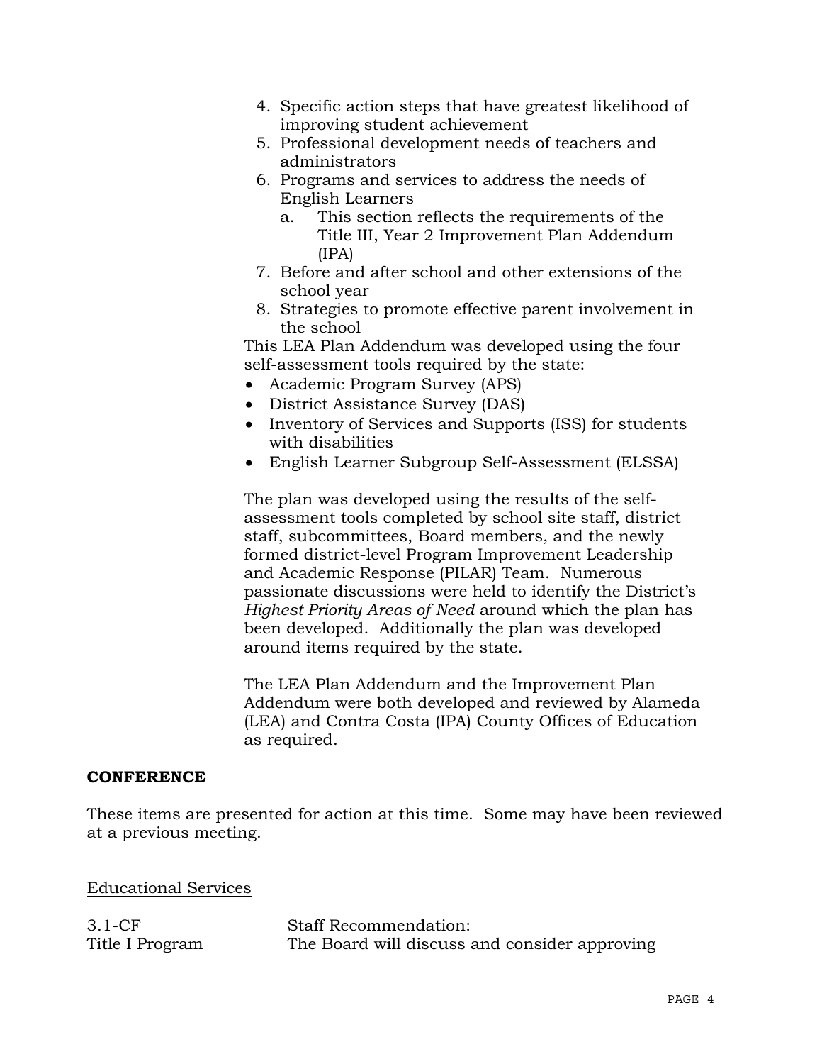4. Specific action steps that have greatest likelihood of improving student achievement
5. Professional development needs of teachers and administrators
6. Programs and services to address the needs of English Learners
   a. This section reflects the requirements of the Title III, Year 2 Improvement Plan Addendum (IPA)
7. Before and after school and other extensions of the school year
8. Strategies to promote effective parent involvement in the school

This LEA Plan Addendum was developed using the four self-assessment tools required by the state:

- Academic Program Survey (APS)
- District Assistance Survey (DAS)
- Inventory of Services and Supports (ISS) for students with disabilities
- English Learner Subgroup Self-Assessment (ELSSA)

The plan was developed using the results of the self-assessment tools completed by school site staff, district staff, subcommittees, Board members, and the newly formed district-level Program Improvement Leadership and Academic Response (PILAR) Team. Numerous passionate discussions were held to identify the District's *Highest Priority Areas of Need* around which the plan has been developed. Additionally the plan was developed around items required by the state.

The LEA Plan Addendum and the Improvement Plan Addendum were both developed and reviewed by Alameda (LEA) and Contra Costa (IPA) County Offices of Education as required.

**CONFERENCE**

These items are presented for action at this time. Some may have been reviewed at a previous meeting.

Educational Services

3.1-CF
Title I Program

Staff Recommendation:
The Board will discuss and consider approving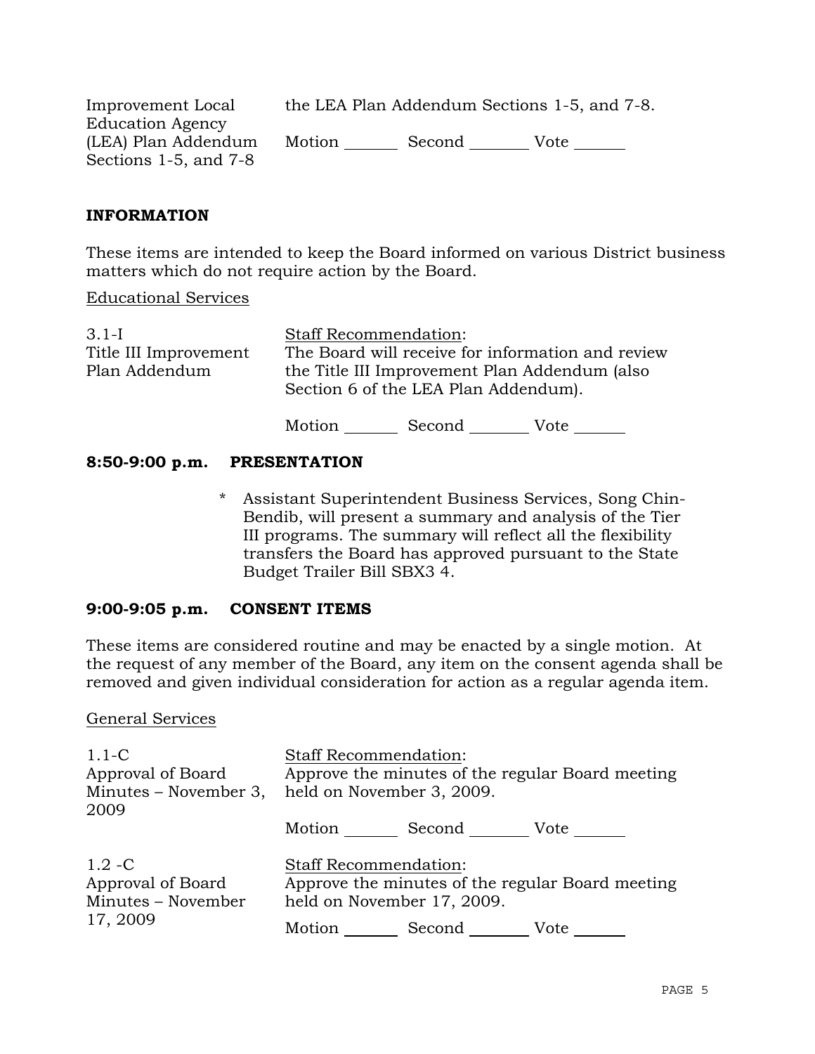| | |
|---|---|
| Improvement Local Education Agency (LEA) Plan Addendum Sections 1-5, and 7-8 | the LEA Plan Addendum Sections 1-5, and 7-8.<br><br>Motion \_\_\_\_\_\_ Second \_\_\_\_\_\_ Vote \_\_\_\_\_\_ |

## INFORMATION

These items are intended to keep the Board informed on various District business matters which do not require action by the Board.

Educational Services

| | |
|---|---|
| 3.1-I<br>Title III Improvement Plan Addendum | Staff Recommendation:<br>The Board will receive for information and review the Title III Improvement Plan Addendum (also Section 6 of the LEA Plan Addendum).<br><br>Motion \_\_\_\_\_\_ Second \_\_\_\_\_\_ Vote \_\_\_\_\_\_ |

## 8:50-9:00 p.m. PRESENTATION

* Assistant Superintendent Business Services, Song Chin-Bendib, will present a summary and analysis of the Tier III programs. The summary will reflect all the flexibility transfers the Board has approved pursuant to the State Budget Trailer Bill SBX3 4.

## 9:00-9:05 p.m. CONSENT ITEMS

These items are considered routine and may be enacted by a single motion. At the request of any member of the Board, any item on the consent agenda shall be removed and given individual consideration for action as a regular agenda item.

General Services

| | |
|---|---|
| 1.1-C<br>Approval of Board Minutes – November 3, 2009 | Staff Recommendation:<br>Approve the minutes of the regular Board meeting held on November 3, 2009.<br><br>Motion \_\_\_\_\_\_ Second \_\_\_\_\_\_ Vote \_\_\_\_\_\_ |
| 1.2 -C<br>Approval of Board Minutes – November 17, 2009 | Staff Recommendation:<br>Approve the minutes of the regular Board meeting held on November 17, 2009.<br><br>Motion \_\_\_\_\_\_ Second \_\_\_\_\_\_ Vote \_\_\_\_\_\_ |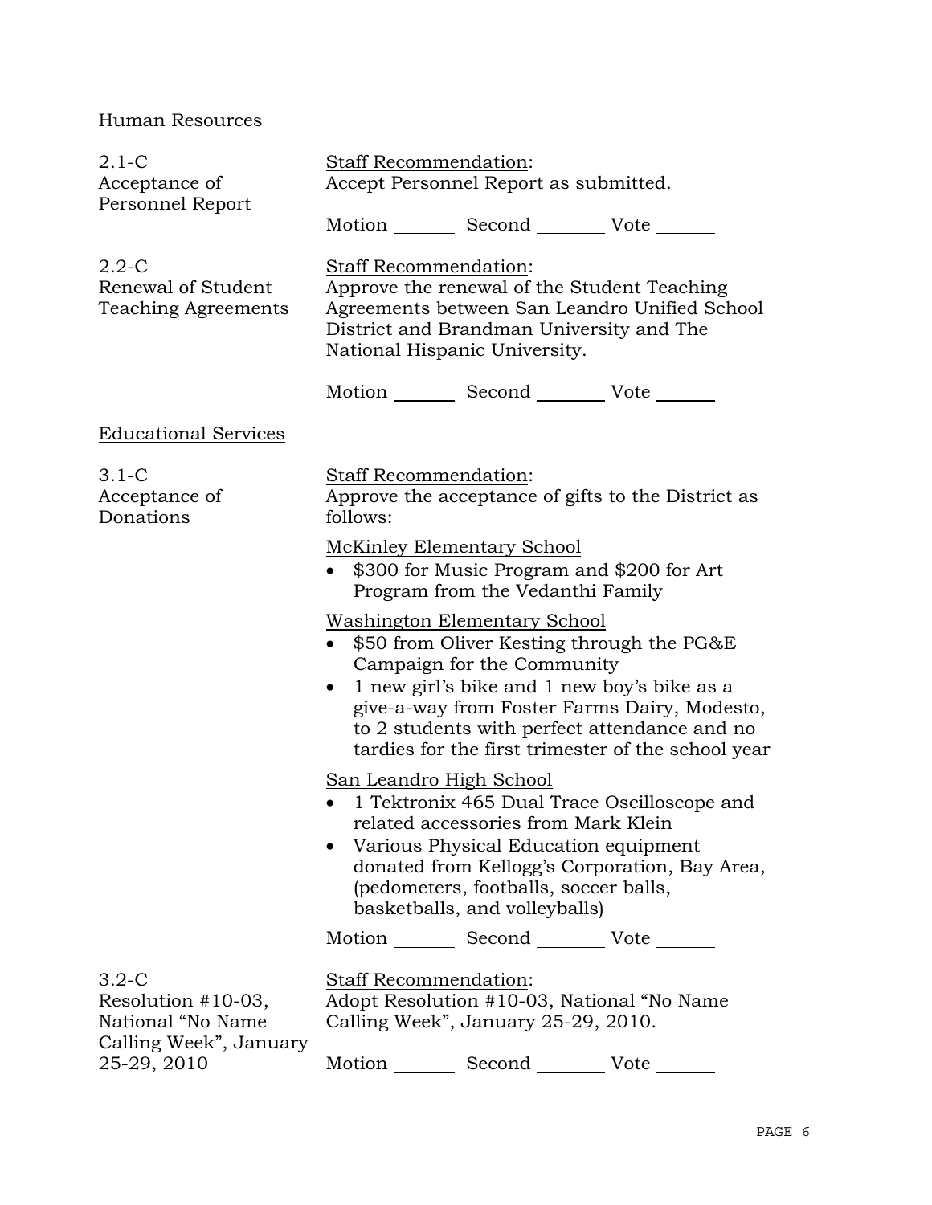Human Resources

2.1-C
Acceptance of Personnel Report

Staff Recommendation:
Accept Personnel Report as submitted.

Motion _______ Second _______ Vote _______

2.2-C
Renewal of Student Teaching Agreements

Staff Recommendation:
Approve the renewal of the Student Teaching Agreements between San Leandro Unified School District and Brandman University and The National Hispanic University.

Motion _______ Second _______ Vote _______

Educational Services

3.1-C
Acceptance of Donations

Staff Recommendation:
Approve the acceptance of gifts to the District as follows:

McKinley Elementary School

- $300 for Music Program and $200 for Art Program from the Vedanthi Family

Washington Elementary School

- $50 from Oliver Kesting through the PG&E Campaign for the Community
- 1 new girl's bike and 1 new boy's bike as a give-a-way from Foster Farms Dairy, Modesto, to 2 students with perfect attendance and no tardies for the first trimester of the school year

San Leandro High School

- 1 Tektronix 465 Dual Trace Oscilloscope and related accessories from Mark Klein
- Various Physical Education equipment donated from Kellogg's Corporation, Bay Area, (pedometers, footballs, soccer balls, basketballs, and volleyballs)

Motion _______ Second _______ Vote _______

3.2-C
Resolution #10-03, National "No Name Calling Week", January 25-29, 2010

Staff Recommendation:
Adopt Resolution #10-03, National "No Name Calling Week", January 25-29, 2010.

Motion _______ Second _______ Vote _______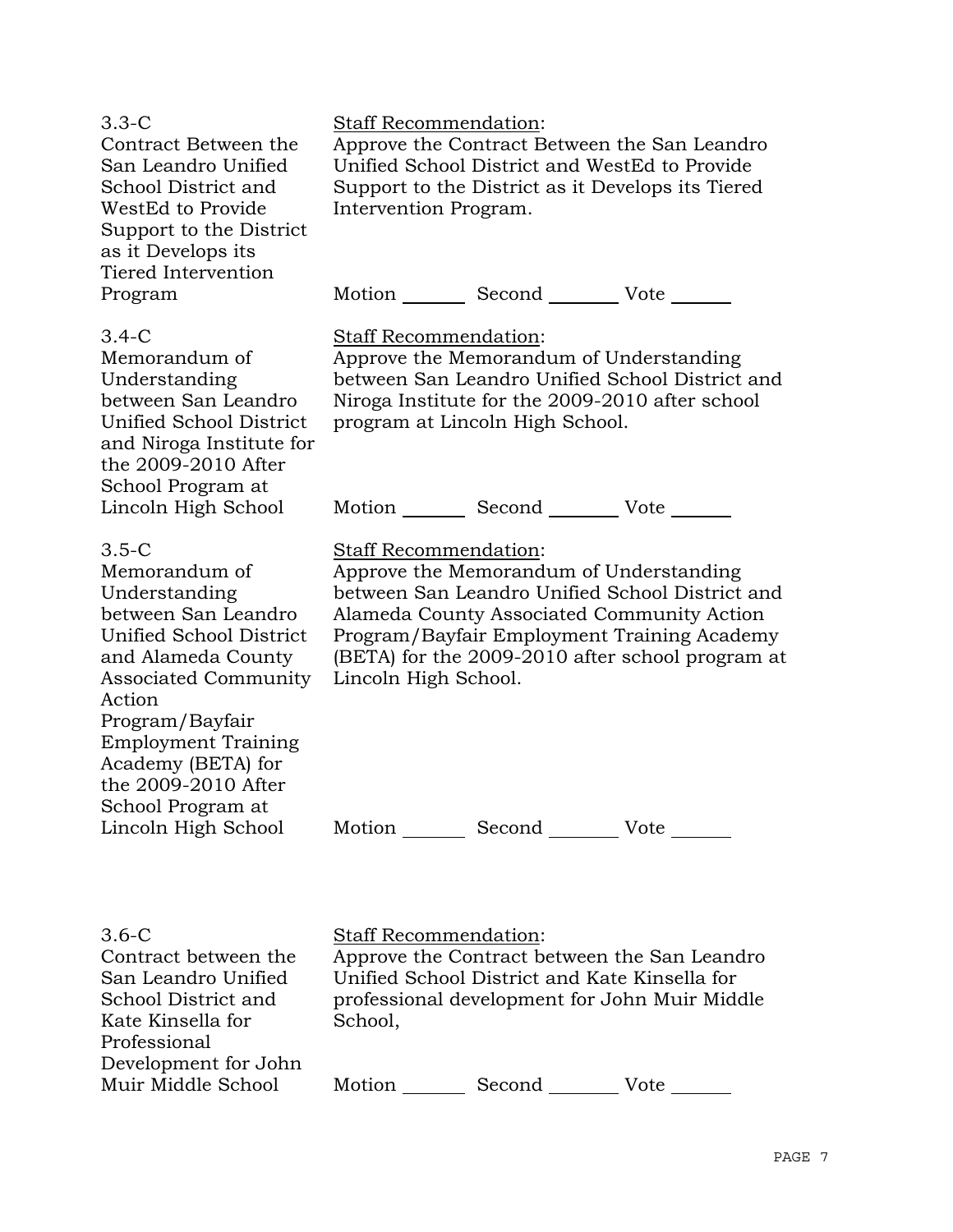3.3-C
Contract Between the San Leandro Unified School District and WestEd to Provide Support to the District as it Develops its Tiered Intervention Program

Staff Recommendation:
Approve the Contract Between the San Leandro Unified School District and WestEd to Provide Support to the District as it Develops its Tiered Intervention Program.

Motion _______ Second _______ Vote _______

3.4-C
Memorandum of Understanding between San Leandro Unified School District and Niroga Institute for the 2009-2010 After School Program at Lincoln High School

Staff Recommendation:
Approve the Memorandum of Understanding between San Leandro Unified School District and Niroga Institute for the 2009-2010 after school program at Lincoln High School.

Motion _______ Second _______ Vote _______

3.5-C
Memorandum of Understanding between San Leandro Unified School District and Alameda County Associated Community Action Program/Bayfair Employment Training Academy (BETA) for the 2009-2010 After School Program at Lincoln High School

Staff Recommendation:
Approve the Memorandum of Understanding between San Leandro Unified School District and Alameda County Associated Community Action Program/Bayfair Employment Training Academy (BETA) for the 2009-2010 after school program at Lincoln High School.

Motion _______ Second _______ Vote _______

3.6-C
Contract between the San Leandro Unified School District and Kate Kinsella for Professional Development for John Muir Middle School

Staff Recommendation:
Approve the Contract between the San Leandro Unified School District and Kate Kinsella for professional development for John Muir Middle School,

Motion _______ Second _______ Vote _______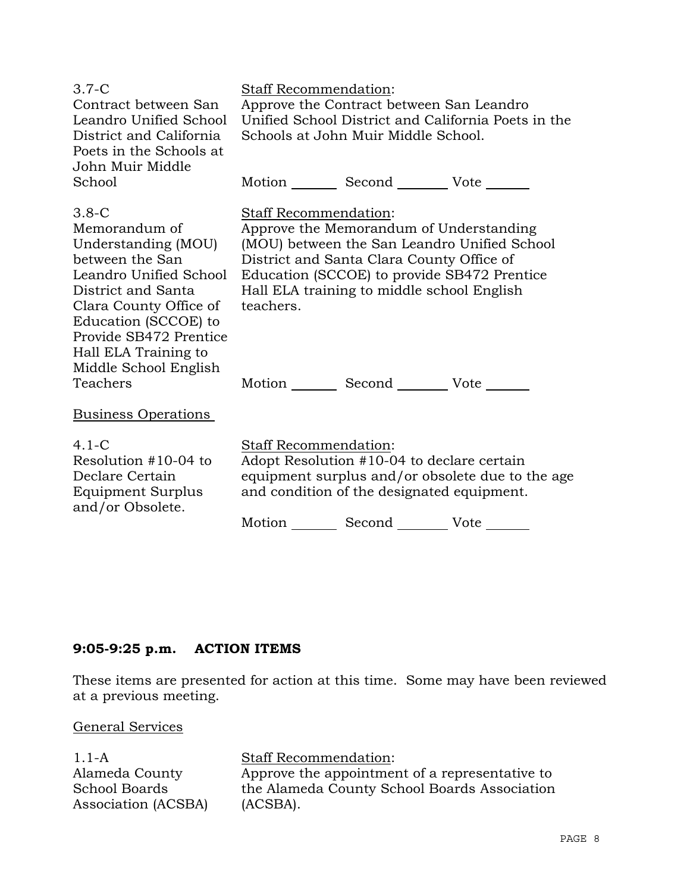3.7-C
Contract between San Leandro Unified School District and California Poets in the Schools at John Muir Middle School

Staff Recommendation:
Approve the Contract between San Leandro Unified School District and California Poets in the Schools at John Muir Middle School.

Motion _______ Second _______ Vote _______

3.8-C
Memorandum of Understanding (MOU) between the San Leandro Unified School District and Santa Clara County Office of Education (SCCOE) to Provide SB472 Prentice Hall ELA Training to Middle School English Teachers

Staff Recommendation:
Approve the Memorandum of Understanding (MOU) between the San Leandro Unified School District and Santa Clara County Office of Education (SCCOE) to provide SB472 Prentice Hall ELA training to middle school English teachers.

Motion _______ Second _______ Vote _______

Business Operations

4.1-C
Resolution #10-04 to Declare Certain Equipment Surplus and/or Obsolete.

Staff Recommendation:
Adopt Resolution #10-04 to declare certain equipment surplus and/or obsolete due to the age and condition of the designated equipment.

Motion _______ Second _______ Vote _______

**9:05-9:25 p.m. ACTION ITEMS**

These items are presented for action at this time. Some may have been reviewed at a previous meeting.

General Services

1.1-A
Alameda County School Boards Association (ACSBA)

Staff Recommendation:
Approve the appointment of a representative to the Alameda County School Boards Association (ACSBA).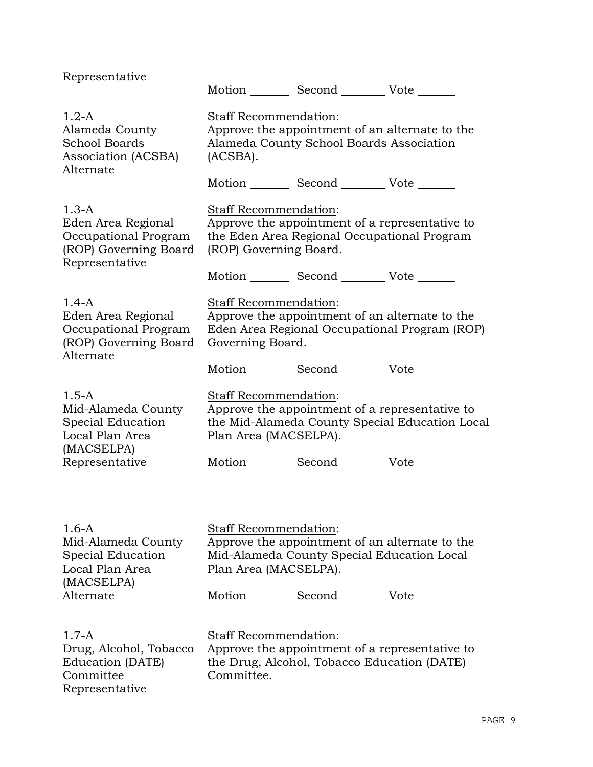Representative

Motion _______ Second _______ Vote ______

1.2-A
Alameda County School Boards Association (ACSBA) Alternate

Staff Recommendation:
Approve the appointment of an alternate to the Alameda County School Boards Association (ACSBA).

Motion _______ Second _______ Vote ______

1.3-A
Eden Area Regional Occupational Program (ROP) Governing Board Representative

Staff Recommendation:
Approve the appointment of a representative to the Eden Area Regional Occupational Program (ROP) Governing Board.

Motion _______ Second _______ Vote ______

1.4-A
Eden Area Regional Occupational Program (ROP) Governing Board Alternate

Staff Recommendation:
Approve the appointment of an alternate to the Eden Area Regional Occupational Program (ROP) Governing Board.

Motion _______ Second _______ Vote ______

1.5-A
Mid-Alameda County Special Education Local Plan Area (MACSELPA) Representative

Staff Recommendation:
Approve the appointment of a representative to the Mid-Alameda County Special Education Local Plan Area (MACSELPA).

Motion _______ Second _______ Vote ______

1.6-A
Mid-Alameda County Special Education Local Plan Area (MACSELPA) Alternate

Staff Recommendation:
Approve the appointment of an alternate to the Mid-Alameda County Special Education Local Plan Area (MACSELPA).

Motion _______ Second _______ Vote ______

1.7-A
Drug, Alcohol, Tobacco Education (DATE) Committee Representative

Staff Recommendation:
Approve the appointment of a representative to the Drug, Alcohol, Tobacco Education (DATE) Committee.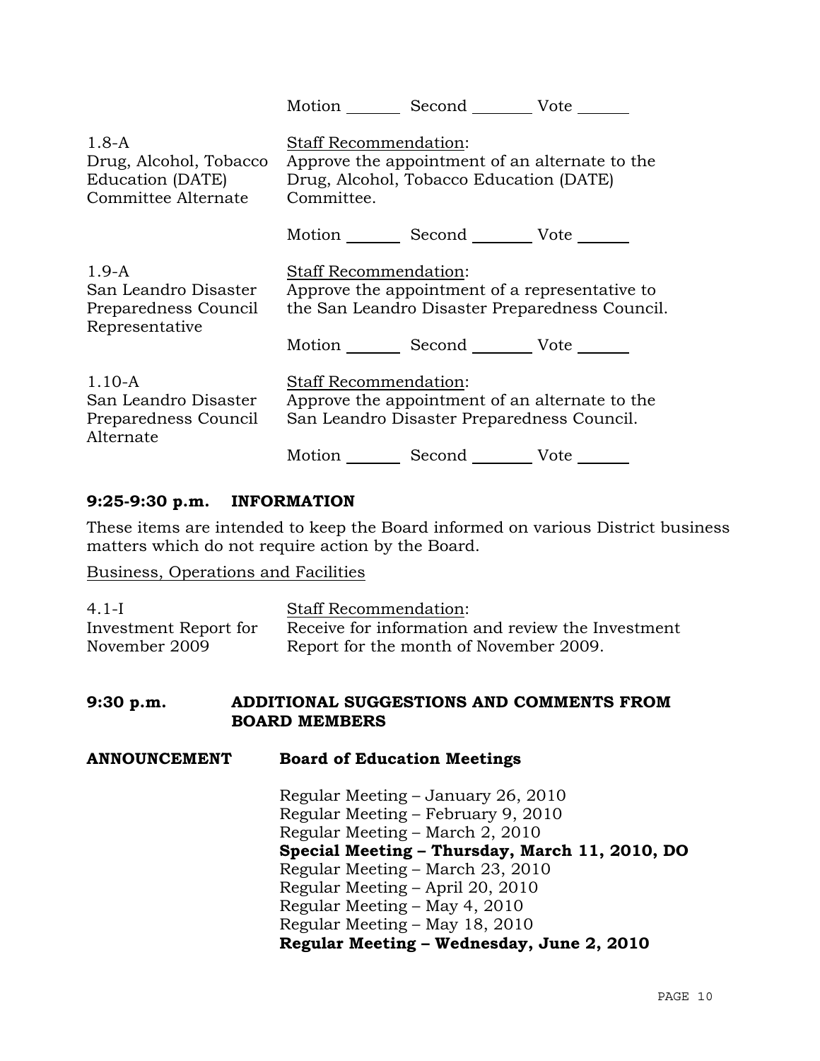Motion _______ Second _______ Vote _______

| | |
|---|---|
| 1.8-A<br>Drug, Alcohol, Tobacco Education (DATE) Committee Alternate | Staff Recommendation:<br>Approve the appointment of an alternate to the Drug, Alcohol, Tobacco Education (DATE) Committee.<br><br>Motion _______ Second _______ Vote _______ |
| 1.9-A<br>San Leandro Disaster Preparedness Council Representative | Staff Recommendation:<br>Approve the appointment of a representative to the San Leandro Disaster Preparedness Council.<br><br>Motion _______ Second _______ Vote _______ |
| 1.10-A<br>San Leandro Disaster Preparedness Council Alternate | Staff Recommendation:<br>Approve the appointment of an alternate to the San Leandro Disaster Preparedness Council.<br><br>Motion _______ Second _______ Vote _______ |

**9:25-9:30 p.m. INFORMATION**

These items are intended to keep the Board informed on various District business matters which do not require action by the Board.

Business, Operations and Facilities

| | |
|---|---|
| 4.1-I<br>Investment Report for November 2009 | Staff Recommendation:<br>Receive for information and review the Investment Report for the month of November 2009. |

**9:30 p.m. ADDITIONAL SUGGESTIONS AND COMMENTS FROM BOARD MEMBERS**

**ANNOUNCEMENT Board of Education Meetings**

Regular Meeting – January 26, 2010
Regular Meeting – February 9, 2010
Regular Meeting – March 2, 2010
**Special Meeting – Thursday, March 11, 2010, DO**
Regular Meeting – March 23, 2010
Regular Meeting – April 20, 2010
Regular Meeting – May 4, 2010
Regular Meeting – May 18, 2010
**Regular Meeting – Wednesday, June 2, 2010**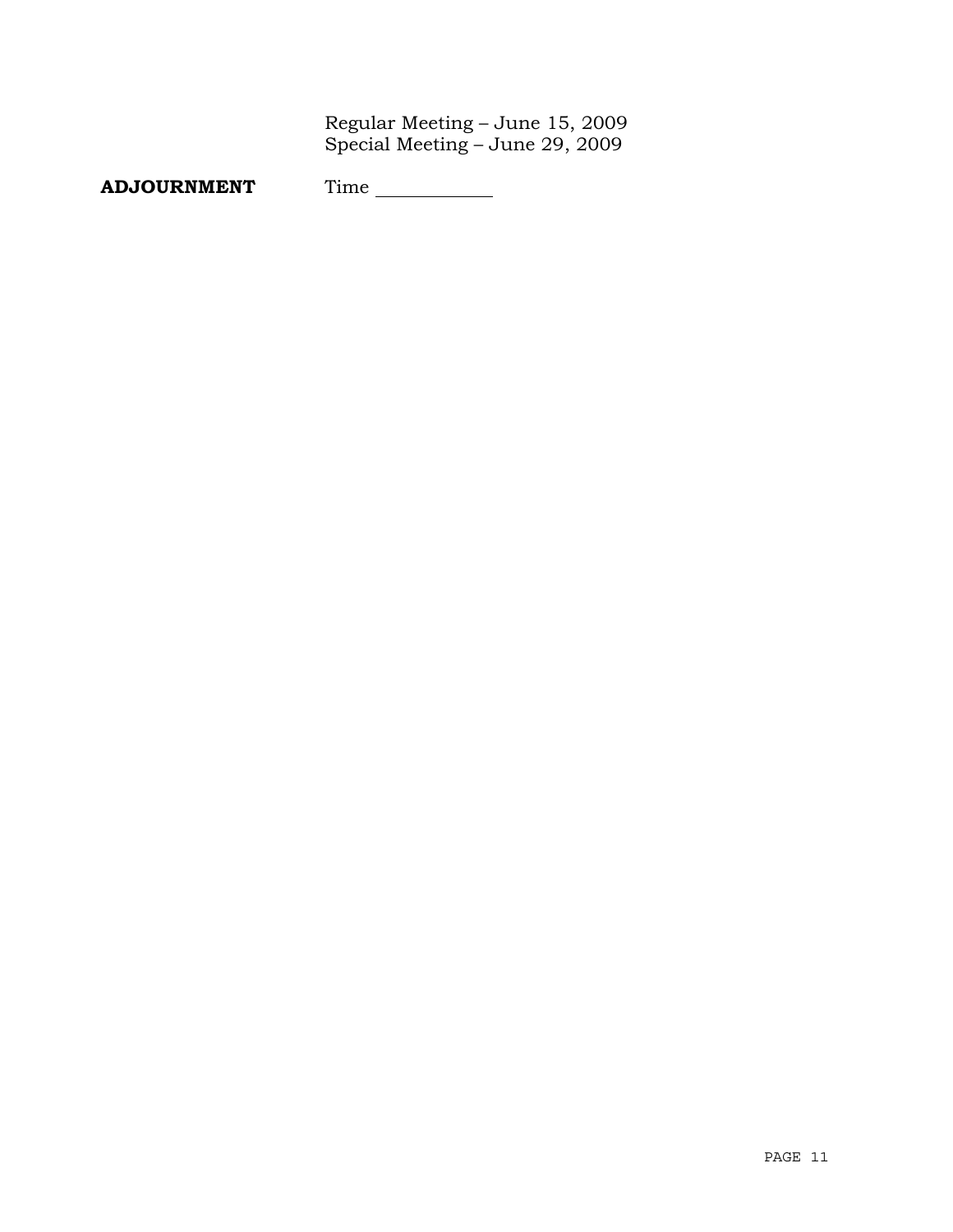Regular Meeting – June 15, 2009
Special Meeting – June 29, 2009

**ADJOURNMENT** Time \_\_\_\_\_\_\_\_\_\_\_\_